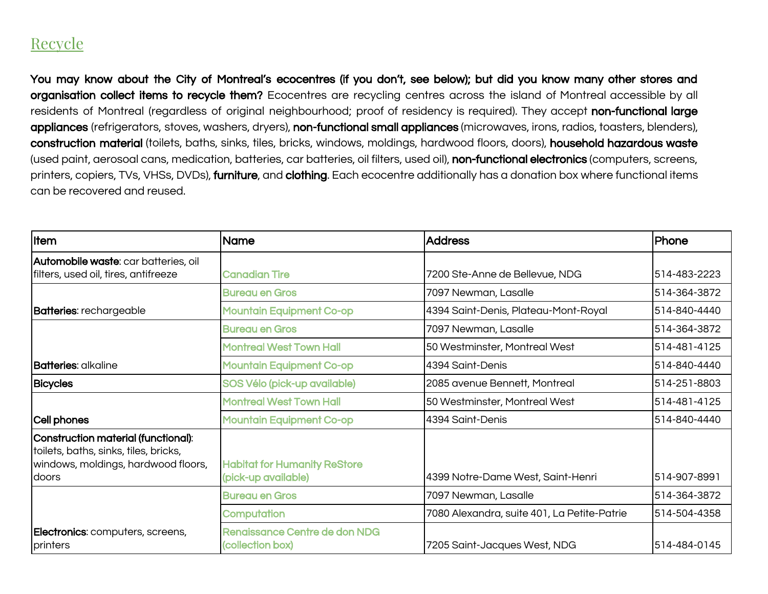## Recycle

**You may know about the City of Montreal's ecocentres (if you don't, see below); but did you know many other stores and organisation collect items to recycle them?** Ecocentres are recycling centres across the island of Montreal accessible by all residents of Montreal (regardless of original neighbourhood; proof of residency is required). They accept **non-functional large appliances** (refrigerators, stoves, washers, dryers), **non-functional small appliances** (microwaves, irons, radios, toasters, blenders), **construction material** (toilets, baths, sinks, tiles, bricks, windows, moldings, hardwood floors, doors), **household hazardous waste** (used paint, aerosoal cans, medication, batteries, car batteries, oil filters, used oil), **non-functional electronics** (computers, screens, printers, copiers, TVs, VHSs, DVDs), **furniture**, and **clothing**. Each ecocentre additionally has a donation box where functional items can be recovered and reused.

| Item | Name | Address | Phone |
|---|---|---|---|
| **Automobile waste**: car batteries, oil filters, used oil, tires, antifreeze | Canadian Tire | 7200 Ste-Anne de Bellevue, NDG | 514-483-2223 |
| **Batteries**: rechargeable | Bureau en Gros | 7097 Newman, Lasalle | 514-364-3872 |
| | Mountain Equipment Co-op | 4394 Saint-Denis, Plateau-Mont-Royal | 514-840-4440 |
| **Batteries**: alkaline | Bureau en Gros | 7097 Newman, Lasalle | 514-364-3872 |
| | Montreal West Town Hall | 50 Westminster, Montreal West | 514-481-4125 |
| | Mountain Equipment Co-op | 4394 Saint-Denis | 514-840-4440 |
| **Bicycles** | SOS Vélo (pick-up available) | 2085 avenue Bennett, Montreal | 514-251-8803 |
| **Cell phones** | Montreal West Town Hall | 50 Westminster, Montreal West | 514-481-4125 |
| | Mountain Equipment Co-op | 4394 Saint-Denis | 514-840-4440 |
| **Construction material (functional)**: toilets, baths, sinks, tiles, bricks, windows, moldings, hardwood floors, doors | Habitat for Humanity ReStore (pick-up available) | 4399 Notre-Dame West, Saint-Henri | 514-907-8991 |
| **Electronics**: computers, screens, printers | Bureau en Gros | 7097 Newman, Lasalle | 514-364-3872 |
| | Computation | 7080 Alexandra, suite 401, La Petite-Patrie | 514-504-4358 |
| | Renaissance Centre de don NDG (collection box) | 7205 Saint-Jacques West, NDG | 514-484-0145 |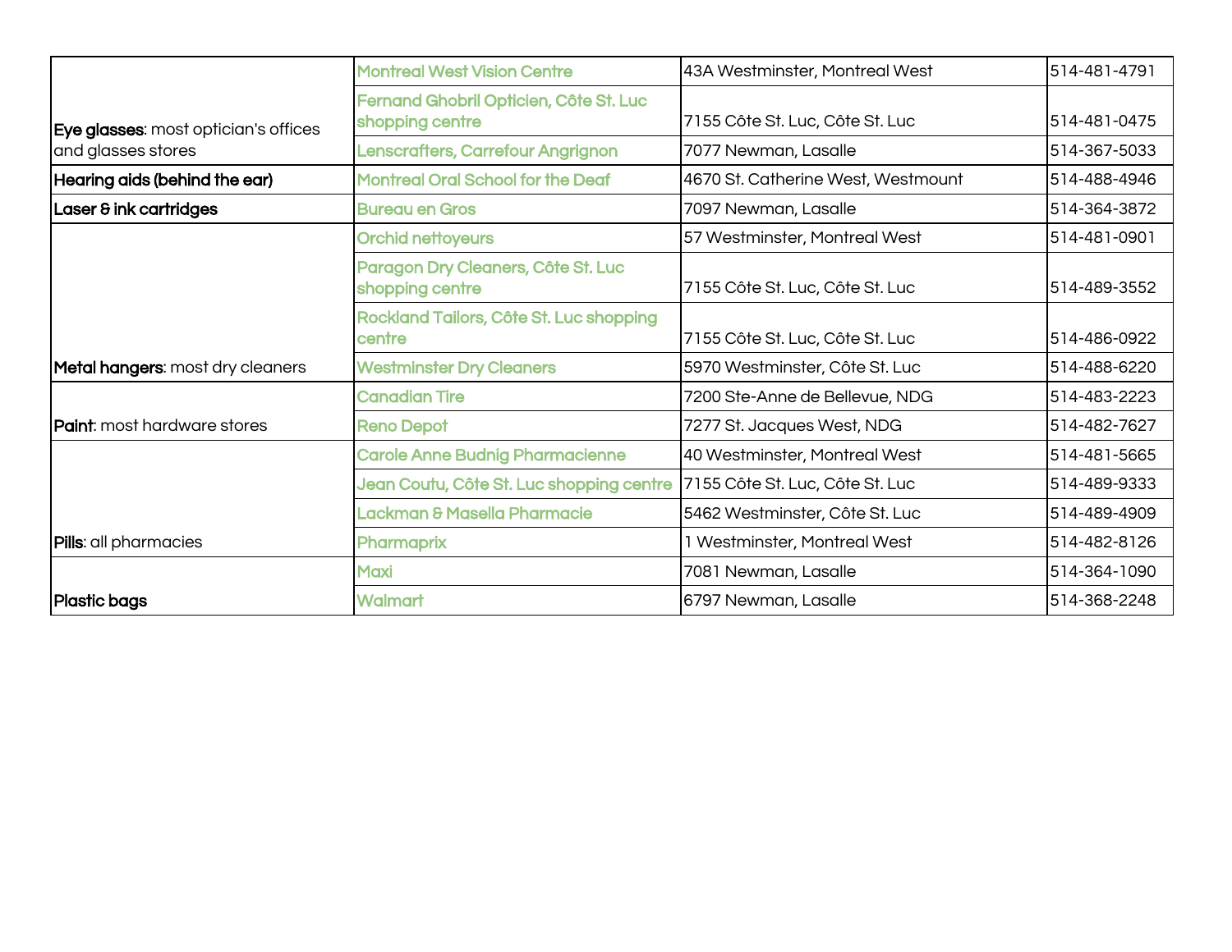| | | | |
|---|---|---|---|
| **Eye glasses**: most optician's offices and glasses stores | Montreal West Vision Centre | 43A Westminster, Montreal West | 514-481-4791 |
| | Fernand Ghobril Opticien, Côte St. Luc shopping centre | 7155 Côte St. Luc, Côte St. Luc | 514-481-0475 |
| | Lenscrafters, Carrefour Angrignon | 7077 Newman, Lasalle | 514-367-5033 |
| **Hearing aids (behind the ear)** | Montreal Oral School for the Deaf | 4670 St. Catherine West, Westmount | 514-488-4946 |
| **Laser & ink cartridges** | Bureau en Gros | 7097 Newman, Lasalle | 514-364-3872 |
| **Metal hangers**: most dry cleaners | Orchid nettoyeurs | 57 Westminster, Montreal West | 514-481-0901 |
| | Paragon Dry Cleaners, Côte St. Luc shopping centre | 7155 Côte St. Luc, Côte St. Luc | 514-489-3552 |
| | Rockland Tailors, Côte St. Luc shopping centre | 7155 Côte St. Luc, Côte St. Luc | 514-486-0922 |
| | Westminster Dry Cleaners | 5970 Westminster, Côte St. Luc | 514-488-6220 |
| **Paint**: most hardware stores | Canadian Tire | 7200 Ste-Anne de Bellevue, NDG | 514-483-2223 |
| | Reno Depot | 7277 St. Jacques West, NDG | 514-482-7627 |
| **Pills**: all pharmacies | Carole Anne Budnig Pharmacienne | 40 Westminster, Montreal West | 514-481-5665 |
| | Jean Coutu, Côte St. Luc shopping centre | 7155 Côte St. Luc, Côte St. Luc | 514-489-9333 |
| | Lackman & Masella Pharmacie | 5462 Westminster, Côte St. Luc | 514-489-4909 |
| | Pharmaprix | 1 Westminster, Montreal West | 514-482-8126 |
| **Plastic bags** | Maxi | 7081 Newman, Lasalle | 514-364-1090 |
| | Walmart | 6797 Newman, Lasalle | 514-368-2248 |